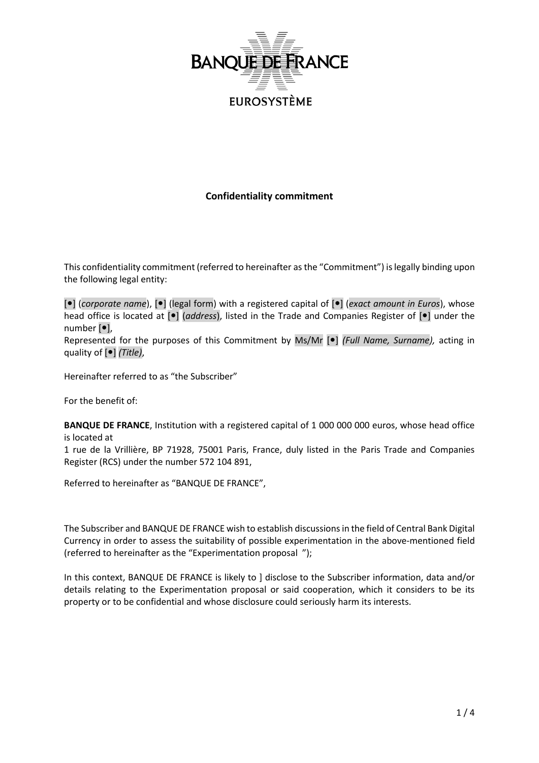BANQUE DE FRANCE

EUROSYSTÈME

# Confidentiality commitment

This confidentiality commitment (referred to hereinafter as the "Commitment") is legally binding upon the following legal entity:

[•] (*corporate name*), [•] (legal form) with a registered capital of [•] (*exact amount in Euros*), whose head office is located at [•] (*address*), listed in the Trade and Companies Register of [•] under the number [•],
Represented for the purposes of this Commitment by Ms/Mr [•] *(Full Name, Surname),* acting in quality of [•] *(Title)*,

Hereinafter referred to as "the Subscriber"

For the benefit of:

**BANQUE DE FRANCE**, Institution with a registered capital of 1 000 000 000 euros, whose head office is located at
1 rue de la Vrillière, BP 71928, 75001 Paris, France, duly listed in the Paris Trade and Companies Register (RCS) under the number 572 104 891,

Referred to hereinafter as "BANQUE DE FRANCE",

The Subscriber and BANQUE DE FRANCE wish to establish discussions in the field of Central Bank Digital Currency in order to assess the suitability of possible experimentation in the above-mentioned field (referred to hereinafter as the "Experimentation proposal ");

In this context, BANQUE DE FRANCE is likely to ] disclose to the Subscriber information, data and/or details relating to the Experimentation proposal or said cooperation, which it considers to be its property or to be confidential and whose disclosure could seriously harm its interests.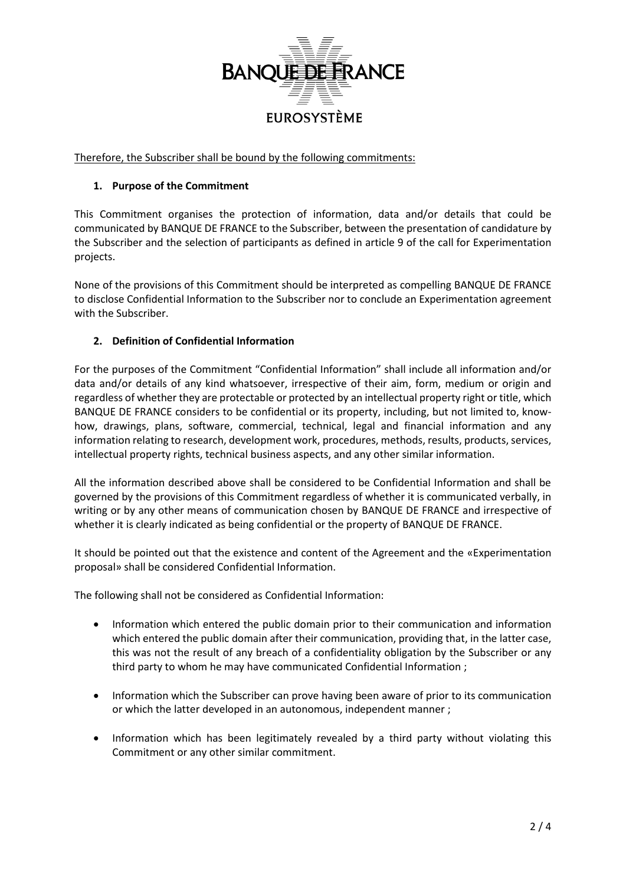Therefore, the Subscriber shall be bound by the following commitments:

## 1. Purpose of the Commitment

This Commitment organises the protection of information, data and/or details that could be communicated by BANQUE DE FRANCE to the Subscriber, between the presentation of candidature by the Subscriber and the selection of participants as defined in article 9 of the call for Experimentation projects.

None of the provisions of this Commitment should be interpreted as compelling BANQUE DE FRANCE to disclose Confidential Information to the Subscriber nor to conclude an Experimentation agreement with the Subscriber.

## 2. Definition of Confidential Information

For the purposes of the Commitment "Confidential Information" shall include all information and/or data and/or details of any kind whatsoever, irrespective of their aim, form, medium or origin and regardless of whether they are protectable or protected by an intellectual property right or title, which BANQUE DE FRANCE considers to be confidential or its property, including, but not limited to, know-how, drawings, plans, software, commercial, technical, legal and financial information and any information relating to research, development work, procedures, methods, results, products, services, intellectual property rights, technical business aspects, and any other similar information.

All the information described above shall be considered to be Confidential Information and shall be governed by the provisions of this Commitment regardless of whether it is communicated verbally, in writing or by any other means of communication chosen by BANQUE DE FRANCE and irrespective of whether it is clearly indicated as being confidential or the property of BANQUE DE FRANCE.

It should be pointed out that the existence and content of the Agreement and the «Experimentation proposal» shall be considered Confidential Information.

The following shall not be considered as Confidential Information:

- Information which entered the public domain prior to their communication and information which entered the public domain after their communication, providing that, in the latter case, this was not the result of any breach of a confidentiality obligation by the Subscriber or any third party to whom he may have communicated Confidential Information ;
- Information which the Subscriber can prove having been aware of prior to its communication or which the latter developed in an autonomous, independent manner ;
- Information which has been legitimately revealed by a third party without violating this Commitment or any other similar commitment.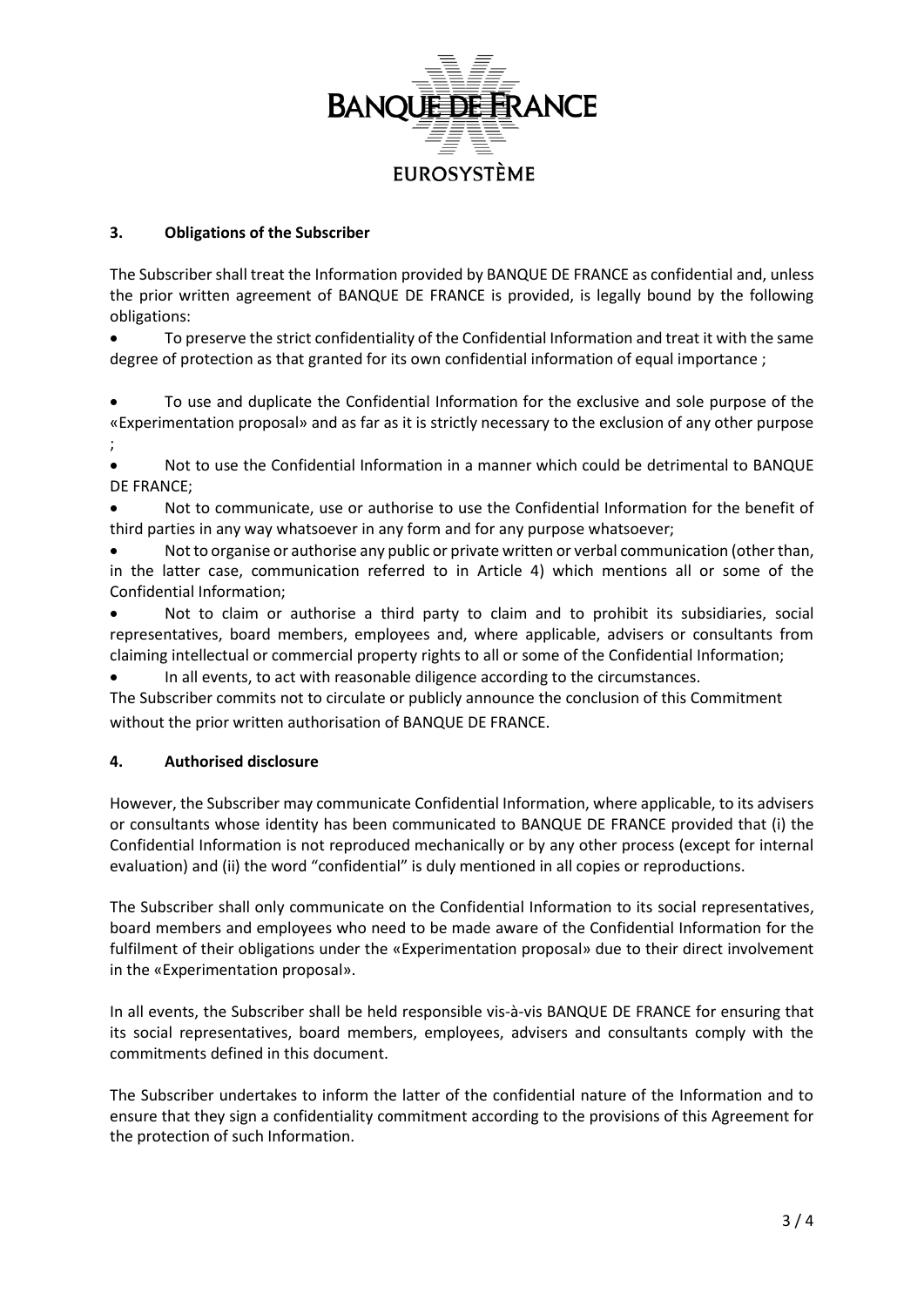## 3. Obligations of the Subscriber

The Subscriber shall treat the Information provided by BANQUE DE FRANCE as confidential and, unless the prior written agreement of BANQUE DE FRANCE is provided, is legally bound by the following obligations:

- To preserve the strict confidentiality of the Confidential Information and treat it with the same degree of protection as that granted for its own confidential information of equal importance ;
- To use and duplicate the Confidential Information for the exclusive and sole purpose of the «Experimentation proposal» and as far as it is strictly necessary to the exclusion of any other purpose ;
- Not to use the Confidential Information in a manner which could be detrimental to BANQUE DE FRANCE;
- Not to communicate, use or authorise to use the Confidential Information for the benefit of third parties in any way whatsoever in any form and for any purpose whatsoever;
- Not to organise or authorise any public or private written or verbal communication (other than, in the latter case, communication referred to in Article 4) which mentions all or some of the Confidential Information;
- Not to claim or authorise a third party to claim and to prohibit its subsidiaries, social representatives, board members, employees and, where applicable, advisers or consultants from claiming intellectual or commercial property rights to all or some of the Confidential Information;
- In all events, to act with reasonable diligence according to the circumstances.

The Subscriber commits not to circulate or publicly announce the conclusion of this Commitment without the prior written authorisation of BANQUE DE FRANCE.

## 4. Authorised disclosure

However, the Subscriber may communicate Confidential Information, where applicable, to its advisers or consultants whose identity has been communicated to BANQUE DE FRANCE provided that (i) the Confidential Information is not reproduced mechanically or by any other process (except for internal evaluation) and (ii) the word "confidential" is duly mentioned in all copies or reproductions.

The Subscriber shall only communicate on the Confidential Information to its social representatives, board members and employees who need to be made aware of the Confidential Information for the fulfilment of their obligations under the «Experimentation proposal» due to their direct involvement in the «Experimentation proposal».

In all events, the Subscriber shall be held responsible vis-à-vis BANQUE DE FRANCE for ensuring that its social representatives, board members, employees, advisers and consultants comply with the commitments defined in this document.

The Subscriber undertakes to inform the latter of the confidential nature of the Information and to ensure that they sign a confidentiality commitment according to the provisions of this Agreement for the protection of such Information.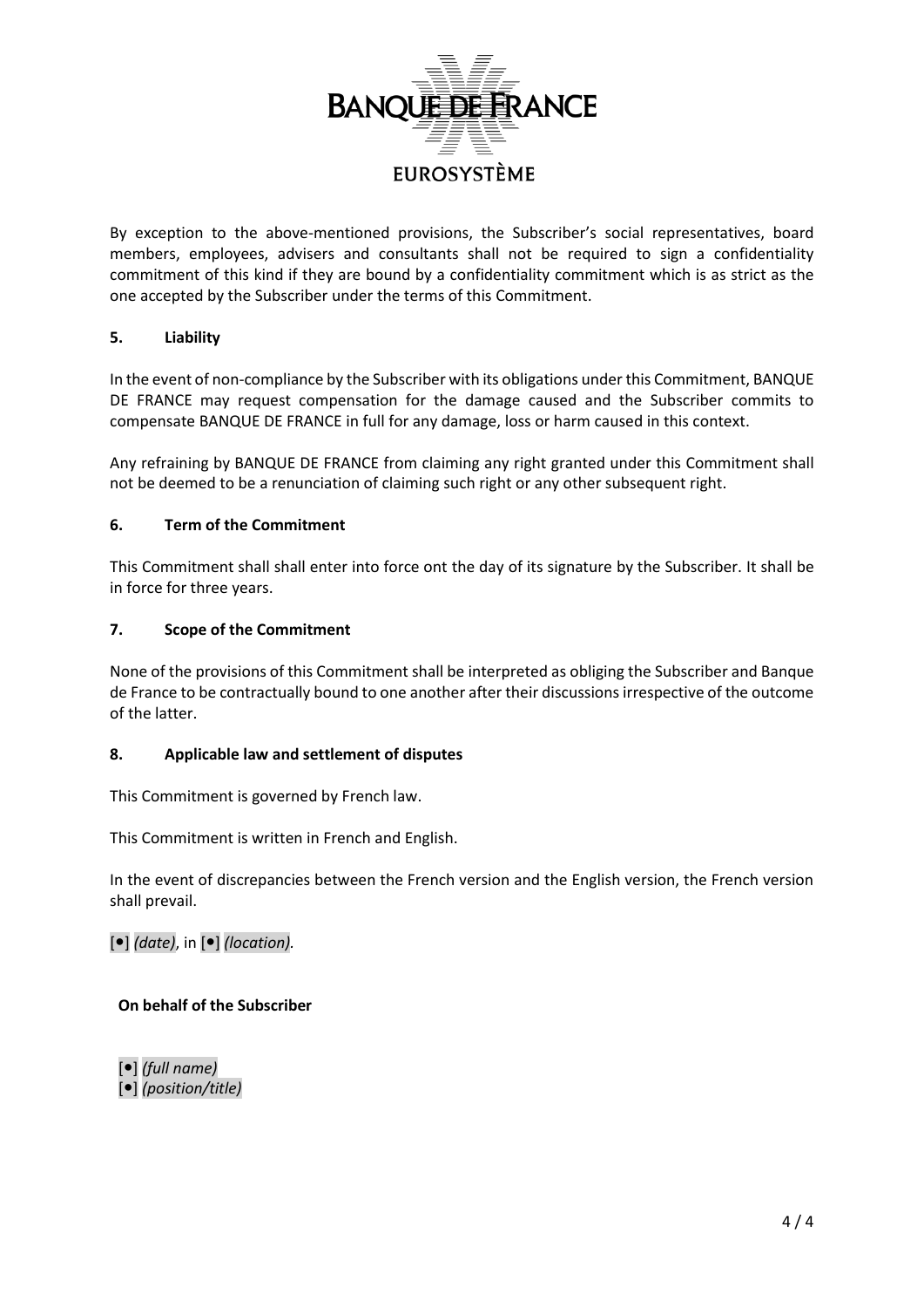By exception to the above-mentioned provisions, the Subscriber's social representatives, board members, employees, advisers and consultants shall not be required to sign a confidentiality commitment of this kind if they are bound by a confidentiality commitment which is as strict as the one accepted by the Subscriber under the terms of this Commitment.

## 5. Liability

In the event of non-compliance by the Subscriber with its obligations under this Commitment, BANQUE DE FRANCE may request compensation for the damage caused and the Subscriber commits to compensate BANQUE DE FRANCE in full for any damage, loss or harm caused in this context.

Any refraining by BANQUE DE FRANCE from claiming any right granted under this Commitment shall not be deemed to be a renunciation of claiming such right or any other subsequent right.

## 6. Term of the Commitment

This Commitment shall shall enter into force ont the day of its signature by the Subscriber. It shall be in force for three years.

## 7. Scope of the Commitment

None of the provisions of this Commitment shall be interpreted as obliging the Subscriber and Banque de France to be contractually bound to one another after their discussions irrespective of the outcome of the latter.

## 8. Applicable law and settlement of disputes

This Commitment is governed by French law.

This Commitment is written in French and English.

In the event of discrepancies between the French version and the English version, the French version shall prevail.

[•] *(date)*, in [•] *(location)*.

**On behalf of the Subscriber**

[•] *(full name)*
[•] *(position/title)*